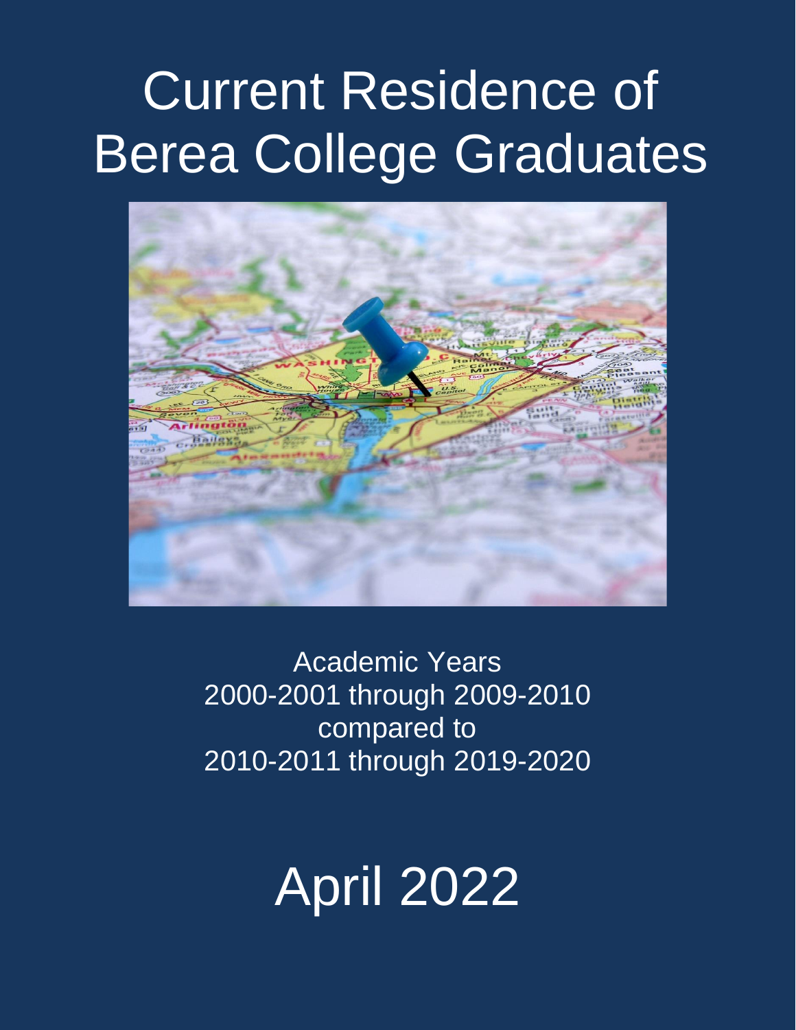# Current Residence of Berea College Graduates

Academic Years
2000-2001 through 2009-2010
compared to
2010-2011 through 2019-2020

April 2022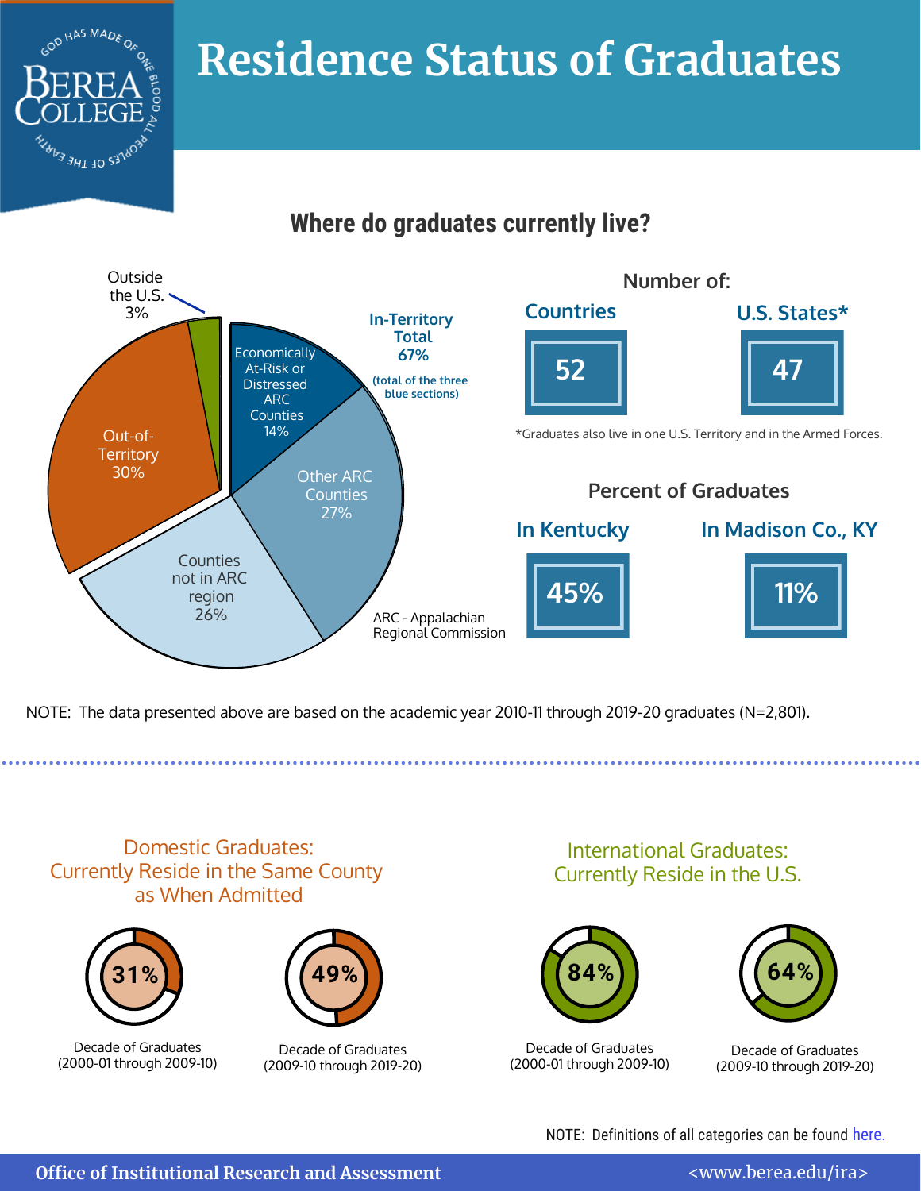# Residence Status of Graduates

## Where do graduates currently live?

- Outside the U.S. 3%
- In-Territory Total 67% (total of the three blue sections)
  - Economically At-Risk or Distressed ARC Counties 14%
  - Other ARC Counties 27%
  - Counties not in ARC region 26%
- Out-of-Territory 30%

ARC - Appalachian Regional Commission

**Number of:**

| Countries | U.S. States* |
|---|---|
| 52 | 47 |

*Graduates also live in one U.S. Territory and in the Armed Forces.

**Percent of Graduates**

| In Kentucky | In Madison Co., KY |
|---|---|
| 45% | 11% |

NOTE: The data presented above are based on the academic year 2010-11 through 2019-20 graduates (N=2,801).

### Domestic Graduates: Currently Reside in the Same County as When Admitted

| Decade of Graduates (2000-01 through 2009-10) | Decade of Graduates (2009-10 through 2019-20) |
|---|---|
| 31% | 49% |

### International Graduates: Currently Reside in the U.S.

| Decade of Graduates (2000-01 through 2009-10) | Decade of Graduates (2009-10 through 2019-20) |
|---|---|
| 84% | 64% |

NOTE: Definitions of all categories can be found here.

Office of Institutional Research and Assessment <www.berea.edu/ira>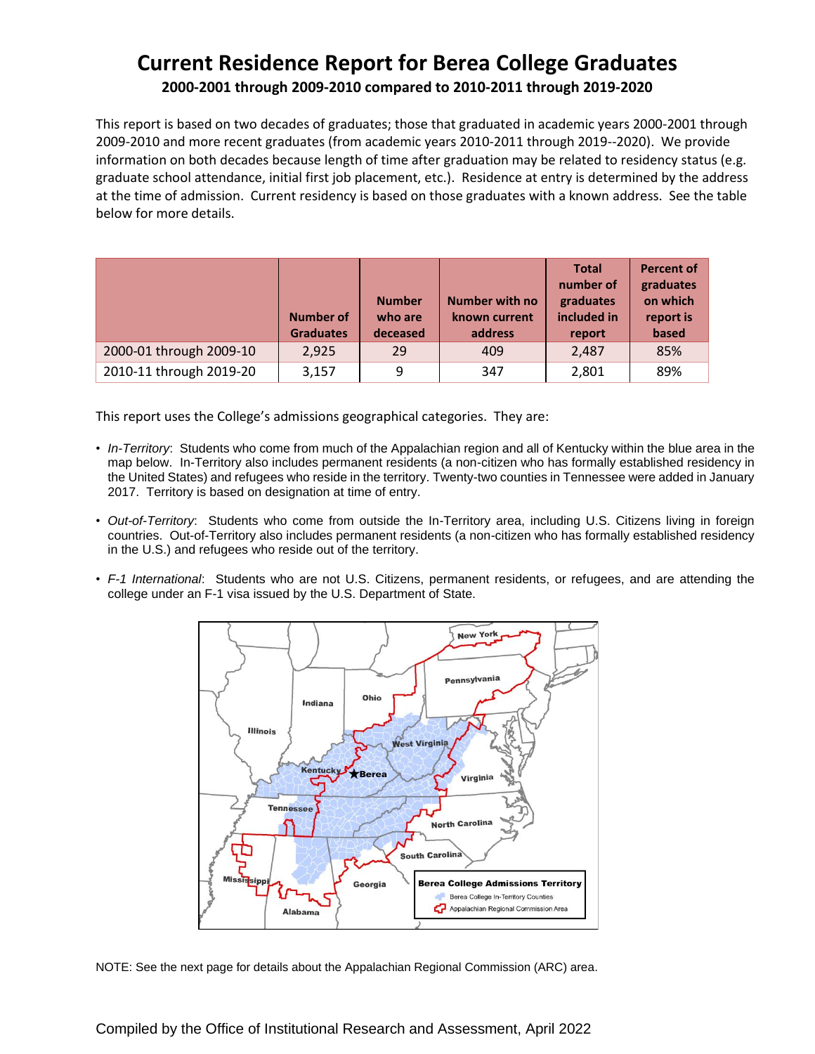# Current Residence Report for Berea College Graduates

## 2000-2001 through 2009-2010 compared to 2010-2011 through 2019-2020

This report is based on two decades of graduates; those that graduated in academic years 2000-2001 through 2009-2010 and more recent graduates (from academic years 2010-2011 through 2019--2020). We provide information on both decades because length of time after graduation may be related to residency status (e.g. graduate school attendance, initial first job placement, etc.). Residence at entry is determined by the address at the time of admission. Current residency is based on those graduates with a known address. See the table below for more details.

| | Number of Graduates | Number who are deceased | Number with no known current address | Total number of graduates included in report | Percent of graduates on which report is based |
|---|---|---|---|---|---|
| 2000-01 through 2009-10 | 2,925 | 29 | 409 | 2,487 | 85% |
| 2010-11 through 2019-20 | 3,157 | 9 | 347 | 2,801 | 89% |

This report uses the College's admissions geographical categories. They are:

- *In-Territory*: Students who come from much of the Appalachian region and all of Kentucky within the blue area in the map below. In-Territory also includes permanent residents (a non-citizen who has formally established residency in the United States) and refugees who reside in the territory. Twenty-two counties in Tennessee were added in January 2017. Territory is based on designation at time of entry.
- *Out-of-Territory*: Students who come from outside the In-Territory area, including U.S. Citizens living in foreign countries. Out-of-Territory also includes permanent residents (a non-citizen who has formally established residency in the U.S.) and refugees who reside out of the territory.
- *F-1 International*: Students who are not U.S. Citizens, permanent residents, or refugees, and are attending the college under an F-1 visa issued by the U.S. Department of State.

NOTE: See the next page for details about the Appalachian Regional Commission (ARC) area.

Compiled by the Office of Institutional Research and Assessment, April 2022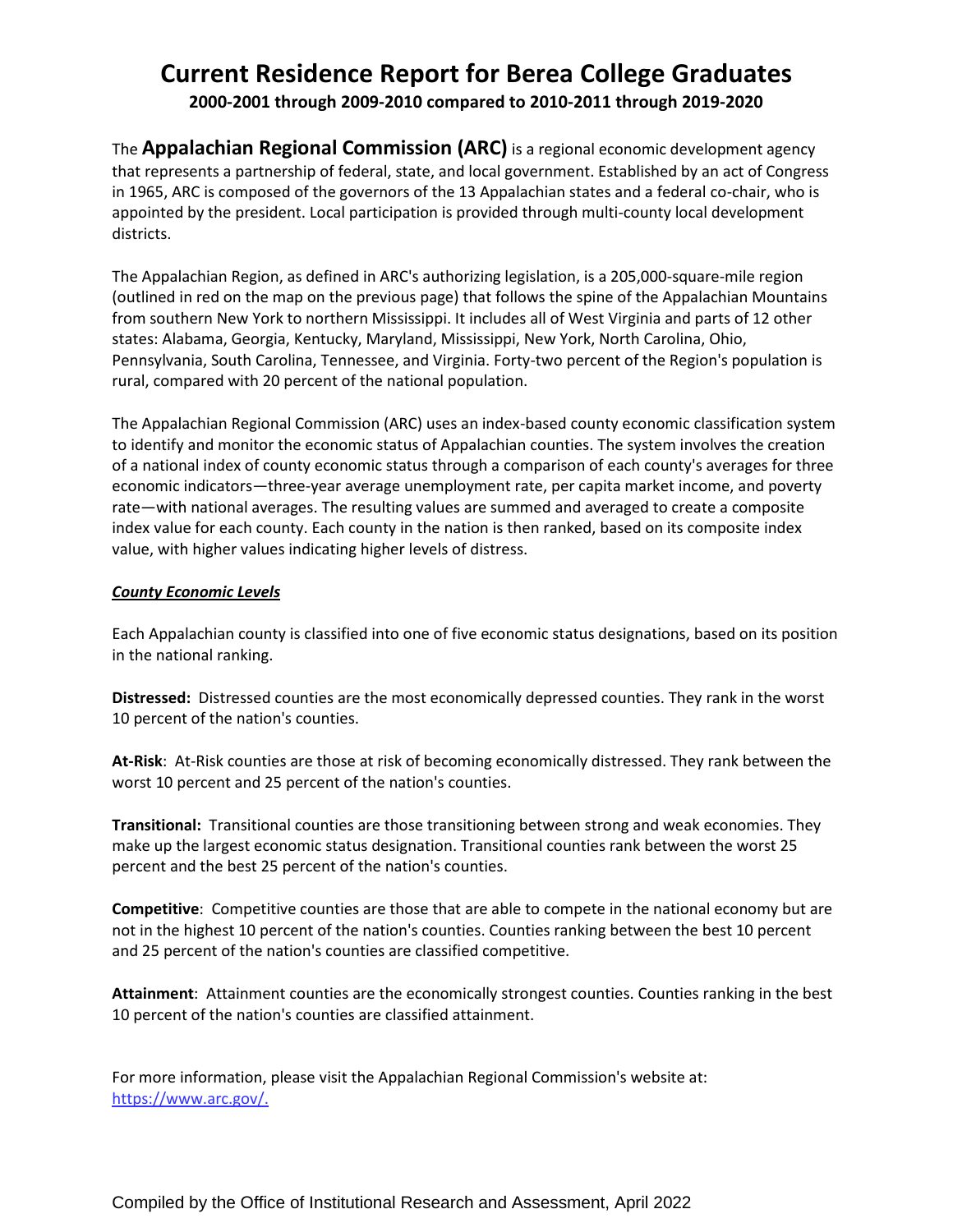# Current Residence Report for Berea College Graduates

**2000-2001 through 2009-2010 compared to 2010-2011 through 2019-2020**

The **Appalachian Regional Commission (ARC)** is a regional economic development agency that represents a partnership of federal, state, and local government. Established by an act of Congress in 1965, ARC is composed of the governors of the 13 Appalachian states and a federal co-chair, who is appointed by the president. Local participation is provided through multi-county local development districts.

The Appalachian Region, as defined in ARC's authorizing legislation, is a 205,000-square-mile region (outlined in red on the map on the previous page) that follows the spine of the Appalachian Mountains from southern New York to northern Mississippi. It includes all of West Virginia and parts of 12 other states: Alabama, Georgia, Kentucky, Maryland, Mississippi, New York, North Carolina, Ohio, Pennsylvania, South Carolina, Tennessee, and Virginia. Forty-two percent of the Region's population is rural, compared with 20 percent of the national population.

The Appalachian Regional Commission (ARC) uses an index-based county economic classification system to identify and monitor the economic status of Appalachian counties. The system involves the creation of a national index of county economic status through a comparison of each county's averages for three economic indicators—three-year average unemployment rate, per capita market income, and poverty rate—with national averages. The resulting values are summed and averaged to create a composite index value for each county. Each county in the nation is then ranked, based on its composite index value, with higher values indicating higher levels of distress.

***County Economic Levels***

Each Appalachian county is classified into one of five economic status designations, based on its position in the national ranking.

**Distressed:** Distressed counties are the most economically depressed counties. They rank in the worst 10 percent of the nation's counties.

**At-Risk**: At-Risk counties are those at risk of becoming economically distressed. They rank between the worst 10 percent and 25 percent of the nation's counties.

**Transitional:** Transitional counties are those transitioning between strong and weak economies. They make up the largest economic status designation. Transitional counties rank between the worst 25 percent and the best 25 percent of the nation's counties.

**Competitive**: Competitive counties are those that are able to compete in the national economy but are not in the highest 10 percent of the nation's counties. Counties ranking between the best 10 percent and 25 percent of the nation's counties are classified competitive.

**Attainment**: Attainment counties are the economically strongest counties. Counties ranking in the best 10 percent of the nation's counties are classified attainment.

For more information, please visit the Appalachian Regional Commission's website at: [https://www.arc.gov/.](https://www.arc.gov/)

Compiled by the Office of Institutional Research and Assessment, April 2022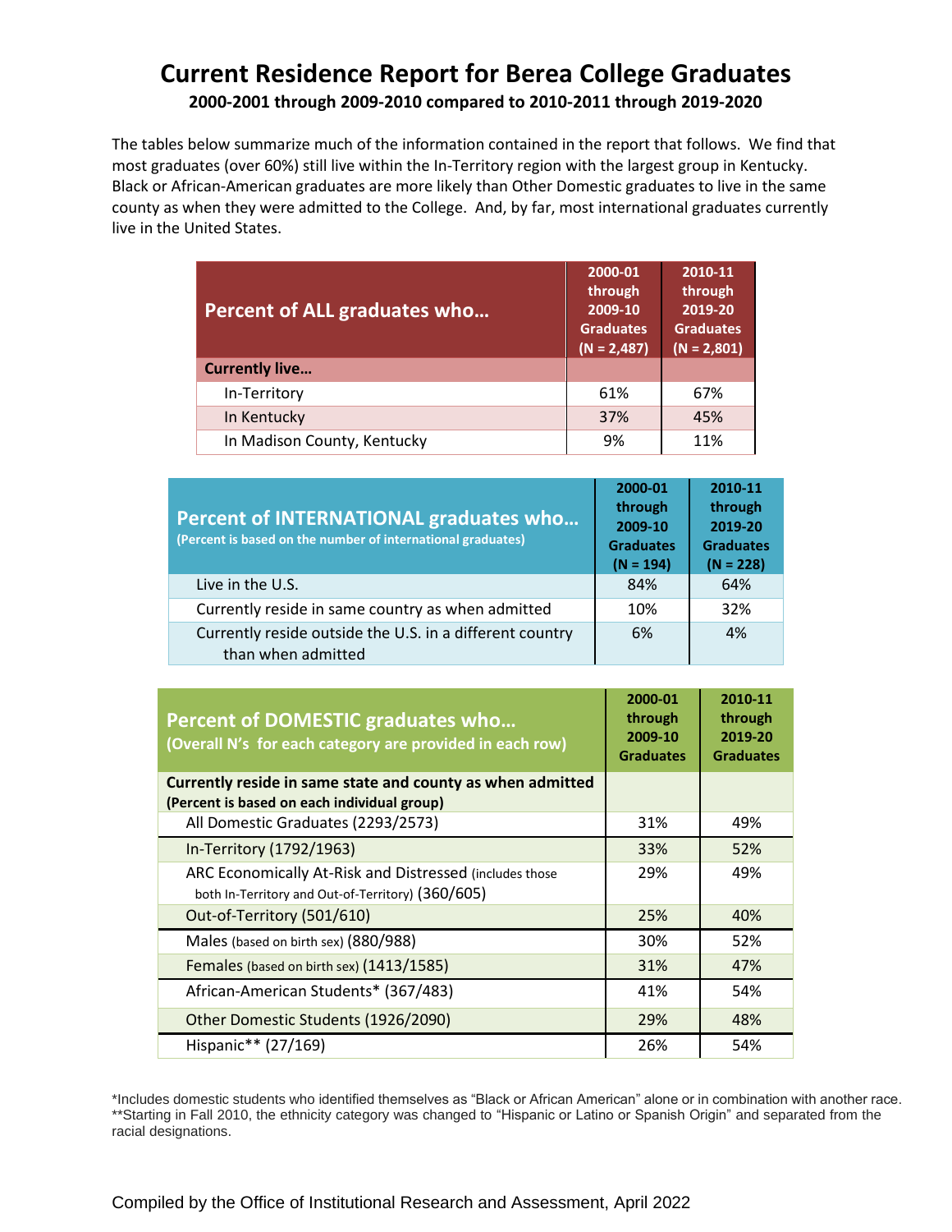# Current Residence Report for Berea College Graduates

**2000-2001 through 2009-2010 compared to 2010-2011 through 2019-2020**

The tables below summarize much of the information contained in the report that follows. We find that most graduates (over 60%) still live within the In-Territory region with the largest group in Kentucky. Black or African-American graduates are more likely than Other Domestic graduates to live in the same county as when they were admitted to the College. And, by far, most international graduates currently live in the United States.

| Percent of ALL graduates who… | 2000-01 through 2009-10 Graduates (N = 2,487) | 2010-11 through 2019-20 Graduates (N = 2,801) |
|---|---|---|
| **Currently live…** | | |
| In-Territory | 61% | 67% |
| In Kentucky | 37% | 45% |
| In Madison County, Kentucky | 9% | 11% |

| Percent of INTERNATIONAL graduates who… (Percent is based on the number of international graduates) | 2000-01 through 2009-10 Graduates (N = 194) | 2010-11 through 2019-20 Graduates (N = 228) |
|---|---|---|
| Live in the U.S. | 84% | 64% |
| Currently reside in same country as when admitted | 10% | 32% |
| Currently reside outside the U.S. in a different country than when admitted | 6% | 4% |

| Percent of DOMESTIC graduates who… (Overall N's for each category are provided in each row) | 2000-01 through 2009-10 Graduates | 2010-11 through 2019-20 Graduates |
|---|---|---|
| **Currently reside in same state and county as when admitted (Percent is based on each individual group)** | | |
| All Domestic Graduates (2293/2573) | 31% | 49% |
| In-Territory (1792/1963) | 33% | 52% |
| ARC Economically At-Risk and Distressed (includes those both In-Territory and Out-of-Territory) (360/605) | 29% | 49% |
| Out-of-Territory (501/610) | 25% | 40% |
| Males (based on birth sex) (880/988) | 30% | 52% |
| Females (based on birth sex) (1413/1585) | 31% | 47% |
| African-American Students* (367/483) | 41% | 54% |
| Other Domestic Students (1926/2090) | 29% | 48% |
| Hispanic** (27/169) | 26% | 54% |

*Includes domestic students who identified themselves as "Black or African American" alone or in combination with another race.
**Starting in Fall 2010, the ethnicity category was changed to "Hispanic or Latino or Spanish Origin" and separated from the racial designations.

Compiled by the Office of Institutional Research and Assessment, April 2022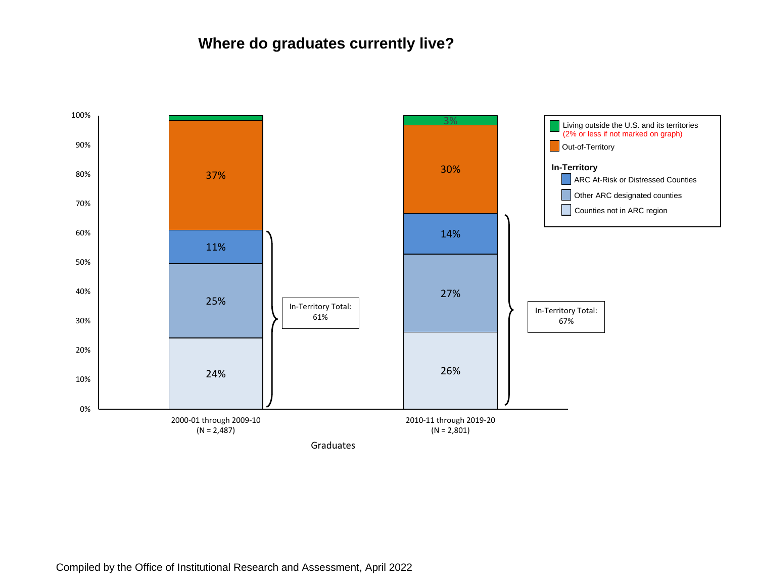# Where do graduates currently live?

| Graduates | Counties not in ARC region | Other ARC designated counties | ARC At-Risk or Distressed Counties | In-Territory Total | Out-of-Territory | Living outside the U.S. and its territories |
|---|---|---|---|---|---|---|
| 2000-01 through 2009-10 (N = 2,487) | 24% | 25% | 11% | 61% | 37% | |
| 2010-11 through 2019-20 (N = 2,801) | 26% | 27% | 14% | 67% | 30% | 3% |

Living outside the U.S. and its territories (2% or less if not marked on graph)

Compiled by the Office of Institutional Research and Assessment, April 2022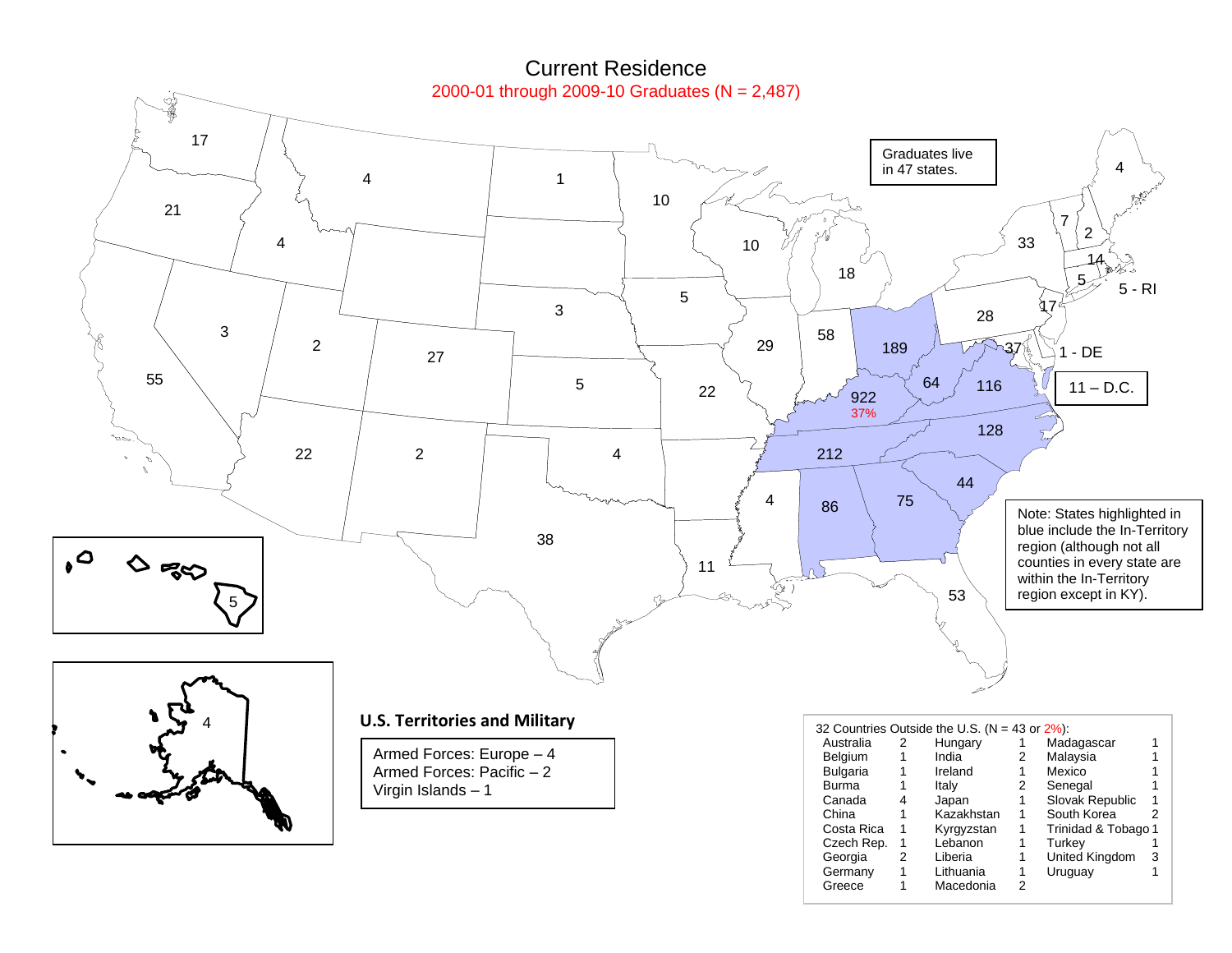# Current Residence

2000-01 through 2009-10 Graduates (N = 2,487)

Graduates live in 47 states.

11 – D.C.

5 - RI

1 - DE

922
37%

Note: States highlighted in blue include the In-Territory region (although not all counties in every state are within the In-Territory region except in KY).

**U.S. Territories and Military**

Armed Forces: Europe – 4
Armed Forces: Pacific – 2
Virgin Islands – 1

32 Countries Outside the U.S. (N = 43 or 2%):

| Country | N | Country | N | Country | N |
|---|---|---|---|---|---|
| Australia | 2 | Hungary | 1 | Madagascar | 1 |
| Belgium | 1 | India | 2 | Malaysia | 1 |
| Bulgaria | 1 | Ireland | 1 | Mexico | 1 |
| Burma | 1 | Italy | 2 | Senegal | 1 |
| Canada | 4 | Japan | 1 | Slovak Republic | 1 |
| China | 1 | Kazakhstan | 1 | South Korea | 2 |
| Costa Rica | 1 | Kyrgyzstan | 1 | Trinidad & Tobago | 1 |
| Czech Rep. | 1 | Lebanon | 1 | Turkey | 1 |
| Georgia | 2 | Liberia | 1 | United Kingdom | 3 |
| Germany | 1 | Lithuania | 1 | Uruguay | 1 |
| Greece | 1 | Macedonia | 2 | | |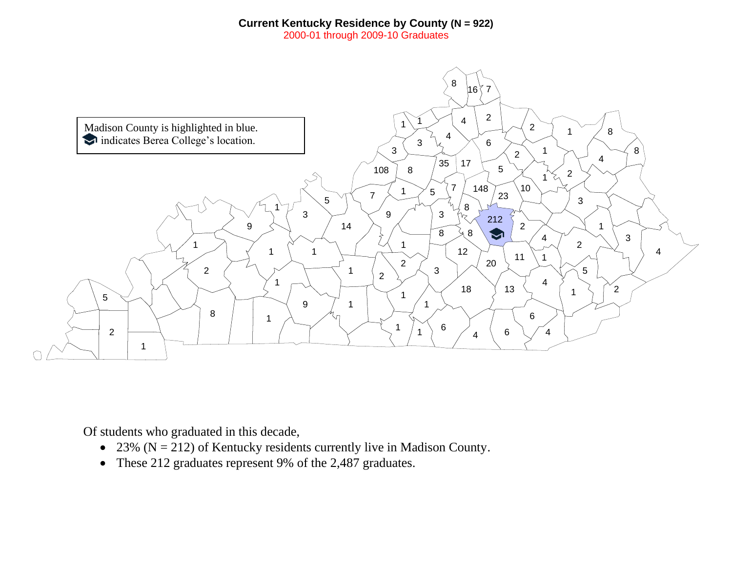**Current Kentucky Residence by County (N = 922)**

2000-01 through 2009-10 Graduates

Madison County is highlighted in blue.
🎓 indicates Berea College's location.

Of students who graduated in this decade,

- 23% (N = 212) of Kentucky residents currently live in Madison County.
- These 212 graduates represent 9% of the 2,487 graduates.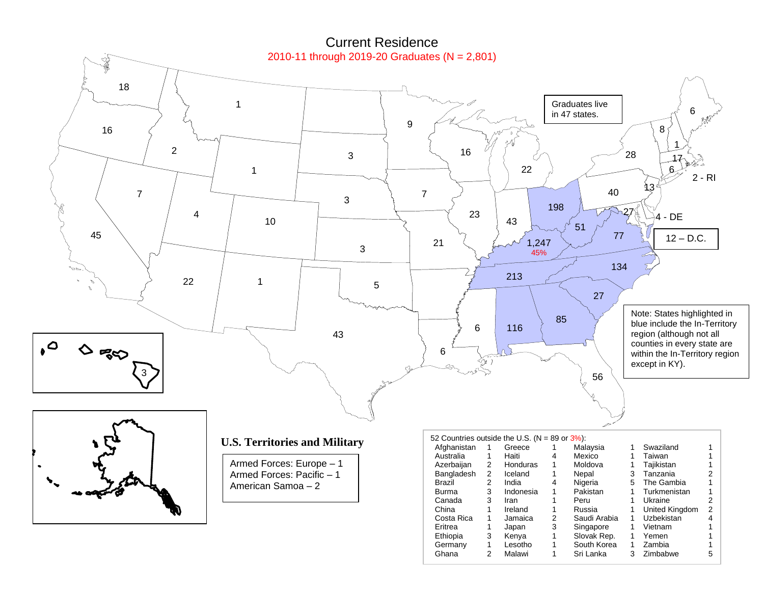# Current Residence

2010-11 through 2019-20 Graduates (N = 2,801)

Graduates live in 47 states.

| State | Graduates |
|---|---|
| Washington | 18 |
| Oregon | 16 |
| California | 45 |
| Nevada | 7 |
| Idaho | 2 |
| Montana | 1 |
| Wyoming | 1 |
| Utah | 4 |
| Colorado | 10 |
| Arizona | 22 |
| New Mexico | 1 |
| North Dakota | 9 |
| South Dakota | 3 |
| Nebraska | 3 |
| Kansas | 3 |
| Oklahoma | 5 |
| Texas | 43 |
| Minnesota | 16 |
| Iowa | 7 |
| Missouri | 21 |
| Wisconsin | 22 |
| Illinois | 23 |
| Michigan | 22 |
| Indiana | 43 |
| Ohio | 198 |
| Kentucky | 1,247 (45%) |
| West Virginia | 51 |
| Virginia | 77 |
| Tennessee | 213 |
| North Carolina | 134 |
| South Carolina | 27 |
| Georgia | 85 |
| Alabama | 116 |
| Mississippi | 6 |
| Louisiana | 6 |
| Florida | 56 |
| Pennsylvania | 40 |
| New York | 28 |
| New Jersey | 13 |
| Maryland | 27 |
| DE | 4 |
| D.C. | 12 |
| Vermont | 8 |
| New Hampshire | 1 |
| Maine | 6 |
| Massachusetts | 17 |
| Connecticut | 6 |
| RI | 2 |
| Hawaii | 3 |

Note: States highlighted in blue include the In-Territory region (although not all counties in every state are within the In-Territory region except in KY).

## U.S. Territories and Military

Armed Forces: Europe – 1
Armed Forces: Pacific – 1
American Samoa – 2

52 Countries outside the U.S. (N = 89 or 3%):

| Country | N | Country | N | Country | N | Country | N |
|---|---|---|---|---|---|---|---|
| Afghanistan | 1 | Greece | 1 | Malaysia | 1 | Swaziland | 1 |
| Australia | 1 | Haiti | 4 | Mexico | 1 | Taiwan | 1 |
| Azerbaijan | 2 | Honduras | 1 | Moldova | 1 | Tajikistan | 1 |
| Bangladesh | 2 | Iceland | 1 | Nepal | 3 | Tanzania | 2 |
| Brazil | 2 | India | 4 | Nigeria | 5 | The Gambia | 1 |
| Burma | 3 | Indonesia | 1 | Pakistan | 1 | Turkmenistan | 1 |
| Canada | 3 | Iran | 1 | Peru | 1 | Ukraine | 2 |
| China | 1 | Ireland | 1 | Russia | 1 | United Kingdom | 2 |
| Costa Rica | 1 | Jamaica | 2 | Saudi Arabia | 1 | Uzbekistan | 4 |
| Eritrea | 1 | Japan | 3 | Singapore | 1 | Vietnam | 1 |
| Ethiopia | 3 | Kenya | 1 | Slovak Rep. | 1 | Yemen | 1 |
| Germany | 1 | Lesotho | 1 | South Korea | 1 | Zambia | 1 |
| Ghana | 2 | Malawi | 1 | Sri Lanka | 3 | Zimbabwe | 5 |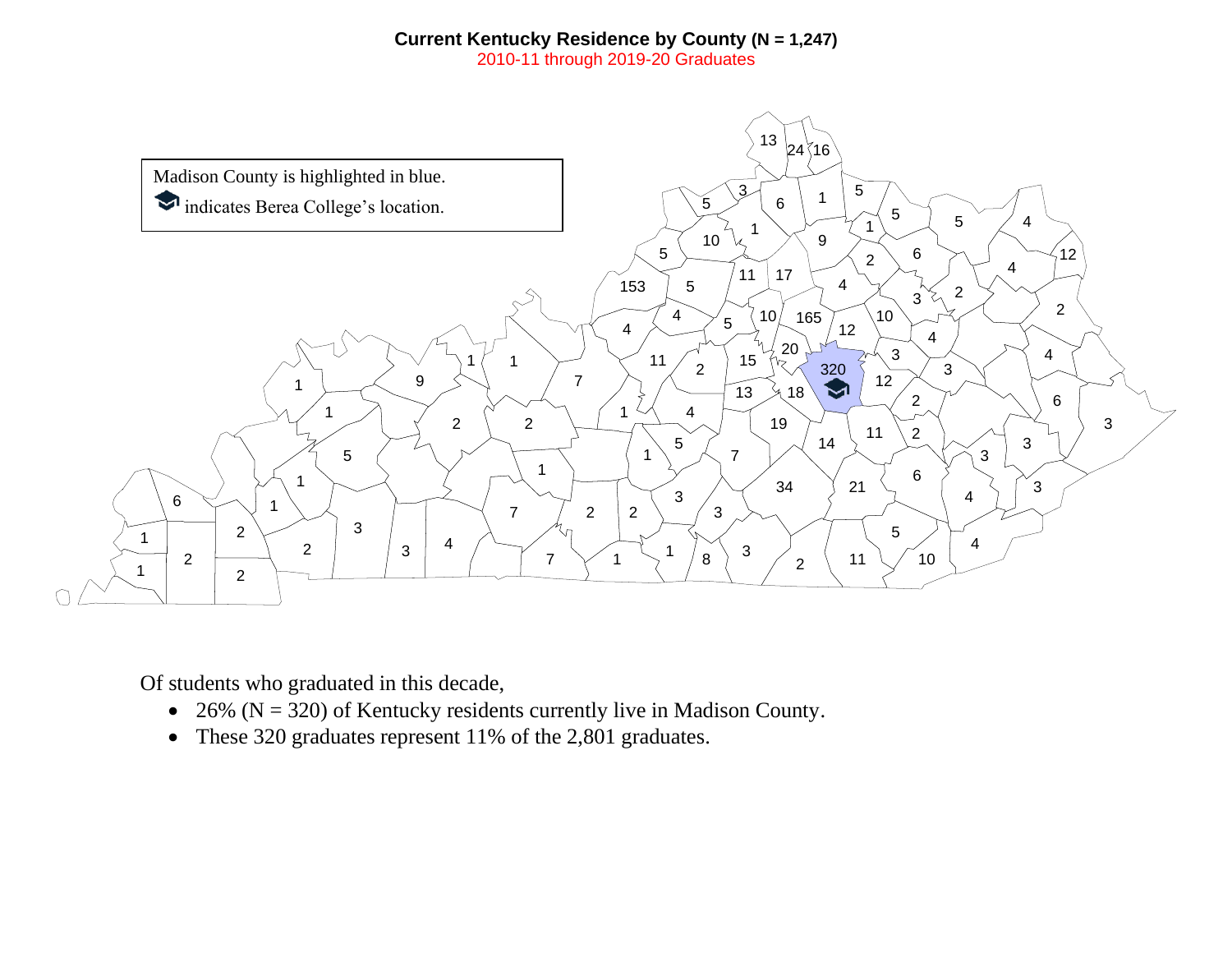**Current Kentucky Residence by County (N = 1,247)**

2010-11 through 2019-20 Graduates

Madison County is highlighted in blue.

🎓 indicates Berea College's location.

Of students who graduated in this decade,

- 26% (N = 320) of Kentucky residents currently live in Madison County.
- These 320 graduates represent 11% of the 2,801 graduates.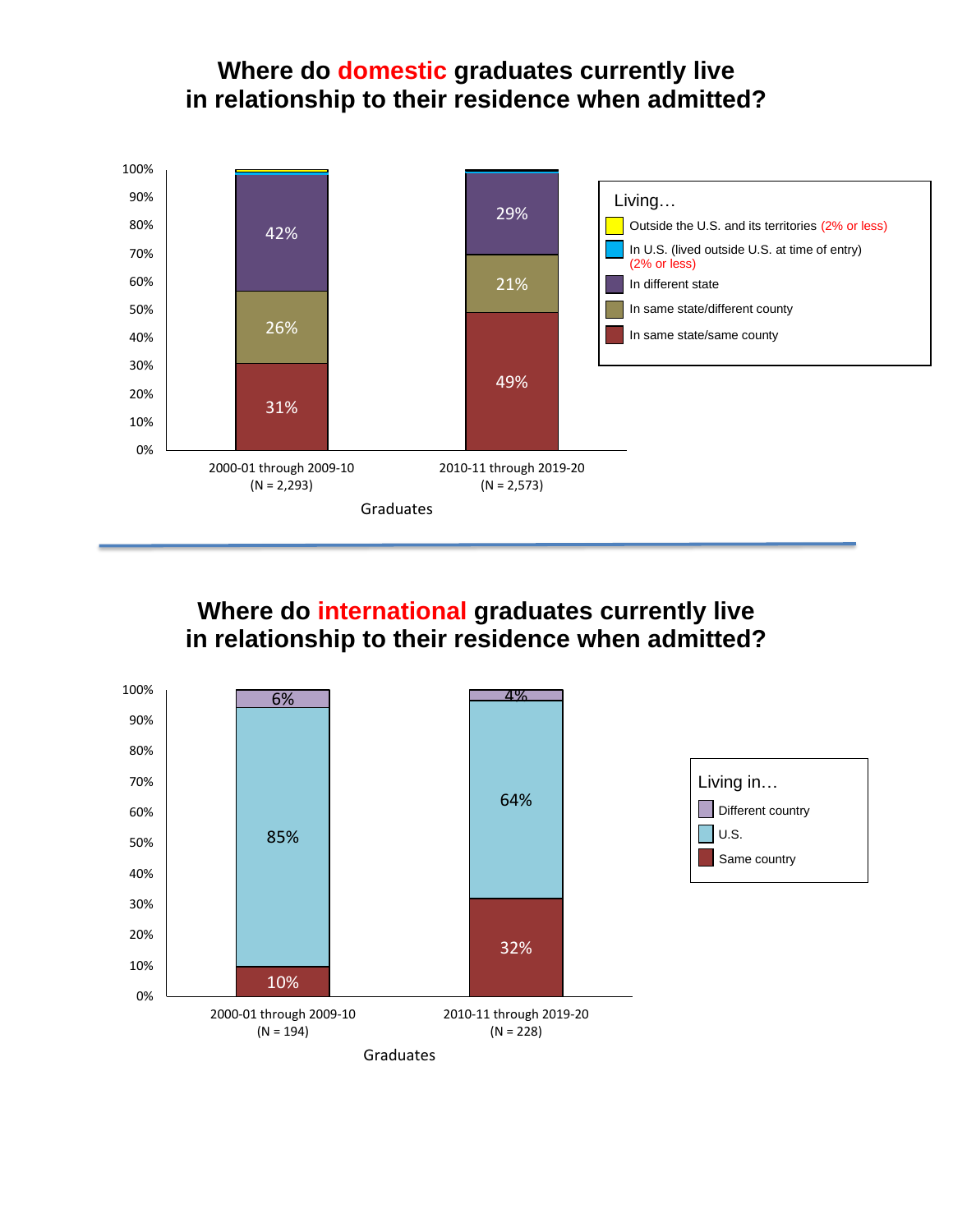## Where do domestic graduates currently live in relationship to their residence when admitted?

| Living… | 2000-01 through 2009-10 (N = 2,293) | 2010-11 through 2019-20 (N = 2,573) |
|---|---|---|
| Outside the U.S. and its territories (2% or less) | | |
| In U.S. (lived outside U.S. at time of entry) (2% or less) | | |
| In different state | 42% | 29% |
| In same state/different county | 26% | 21% |
| In same state/same county | 31% | 49% |

Graduates

## Where do international graduates currently live in relationship to their residence when admitted?

| Living in… | 2000-01 through 2009-10 (N = 194) | 2010-11 through 2019-20 (N = 228) |
|---|---|---|
| Different country | 6% | 4% |
| U.S. | 85% | 64% |
| Same country | 10% | 32% |

Graduates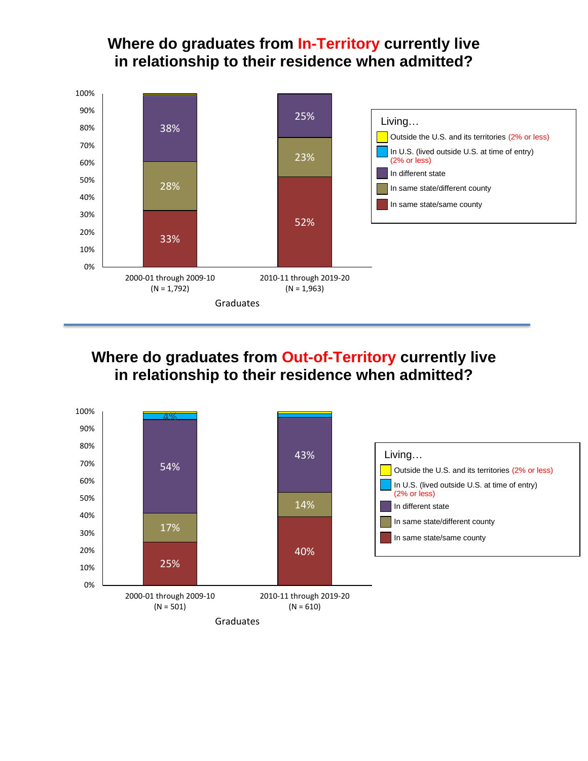## Where do graduates from In-Territory currently live in relationship to their residence when admitted?

| Living… | 2000-01 through 2009-10 (N = 1,792) | 2010-11 through 2019-20 (N = 1,963) |
|---|---|---|
| Outside the U.S. and its territories (2% or less) | | |
| In U.S. (lived outside U.S. at time of entry) (2% or less) | | |
| In different state | 38% | 25% |
| In same state/different county | 28% | 23% |
| In same state/same county | 33% | 52% |

Graduates

## Where do graduates from Out-of-Territory currently live in relationship to their residence when admitted?

| Living… | 2000-01 through 2009-10 (N = 501) | 2010-11 through 2019-20 (N = 610) |
|---|---|---|
| Outside the U.S. and its territories (2% or less) | | |
| In U.S. (lived outside U.S. at time of entry) (2% or less) | 4% | |
| In different state | 54% | 43% |
| In same state/different county | 17% | 14% |
| In same state/same county | 25% | 40% |

Graduates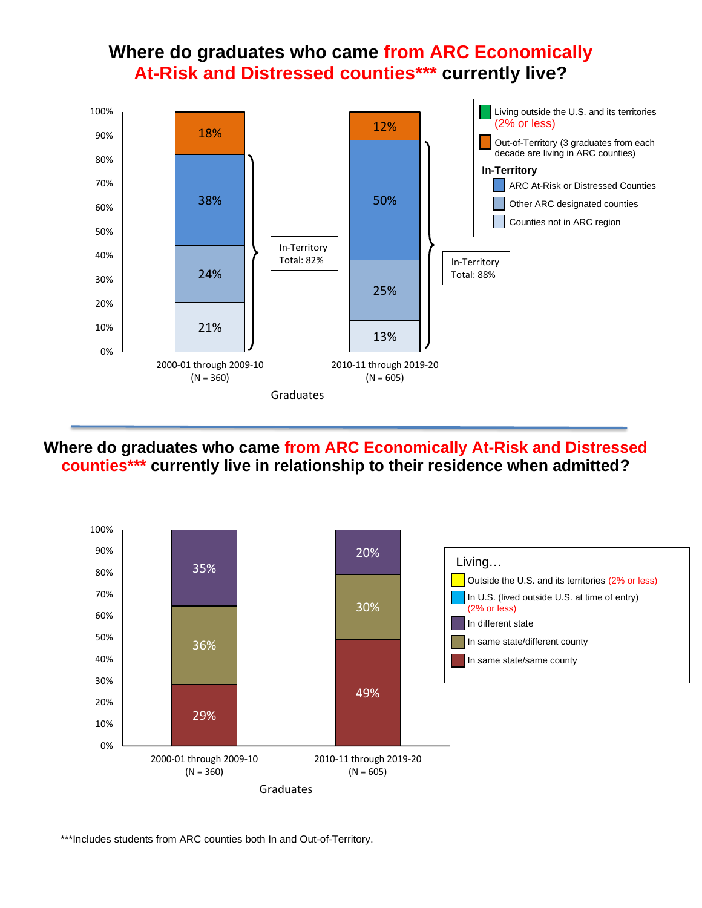## Where do graduates who came from ARC Economically At-Risk and Distressed counties*** currently live?

| | 2000-01 through 2009-10 (N = 360) | 2010-11 through 2019-20 (N = 605) |
|---|---|---|
| Out-of-Territory (3 graduates from each decade are living in ARC counties) | 18% | 12% |
| In-Territory: ARC At-Risk or Distressed Counties | 38% | 50% |
| In-Territory: Other ARC designated counties | 24% | 25% |
| In-Territory: Counties not in ARC region | 21% | 13% |
| In-Territory Total | 82% | 88% |

Living outside the U.S. and its territories (2% or less)

Graduates

---

## Where do graduates who came from ARC Economically At-Risk and Distressed counties*** currently live in relationship to their residence when admitted?

| Living… | 2000-01 through 2009-10 (N = 360) | 2010-11 through 2019-20 (N = 605) |
|---|---|---|
| In different state | 35% | 20% |
| In same state/different county | 36% | 30% |
| In same state/same county | 29% | 49% |

Outside the U.S. and its territories (2% or less)

In U.S. (lived outside U.S. at time of entry) (2% or less)

Graduates

***Includes students from ARC counties both In and Out-of-Territory.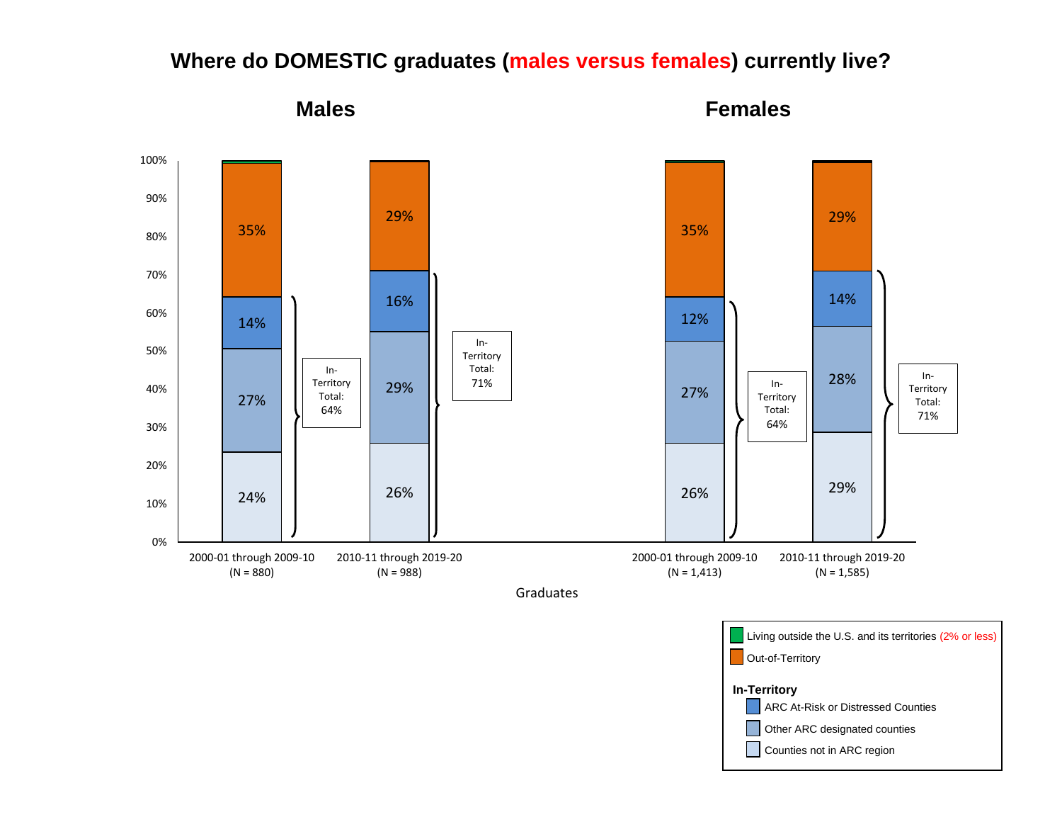# Where do DOMESTIC graduates (males versus females) currently live?

## Males

| Graduates | Counties not in ARC region | Other ARC designated counties | ARC At-Risk or Distressed Counties | In-Territory Total | Out-of-Territory |
|---|---|---|---|---|---|
| 2000-01 through 2009-10 (N = 880) | 24% | 27% | 14% | 64% | 35% |
| 2010-11 through 2019-20 (N = 988) | 26% | 29% | 16% | 71% | 29% |

## Females

| Graduates | Counties not in ARC region | Other ARC designated counties | ARC At-Risk or Distressed Counties | In-Territory Total | Out-of-Territory |
|---|---|---|---|---|---|
| 2000-01 through 2009-10 (N = 1,413) | 26% | 27% | 12% | 64% | 35% |
| 2010-11 through 2019-20 (N = 1,585) | 29% | 28% | 14% | 71% | 29% |

Legend:
- Living outside the U.S. and its territories (2% or less)
- Out-of-Territory
- **In-Territory**
  - ARC At-Risk or Distressed Counties
  - Other ARC designated counties
  - Counties not in ARC region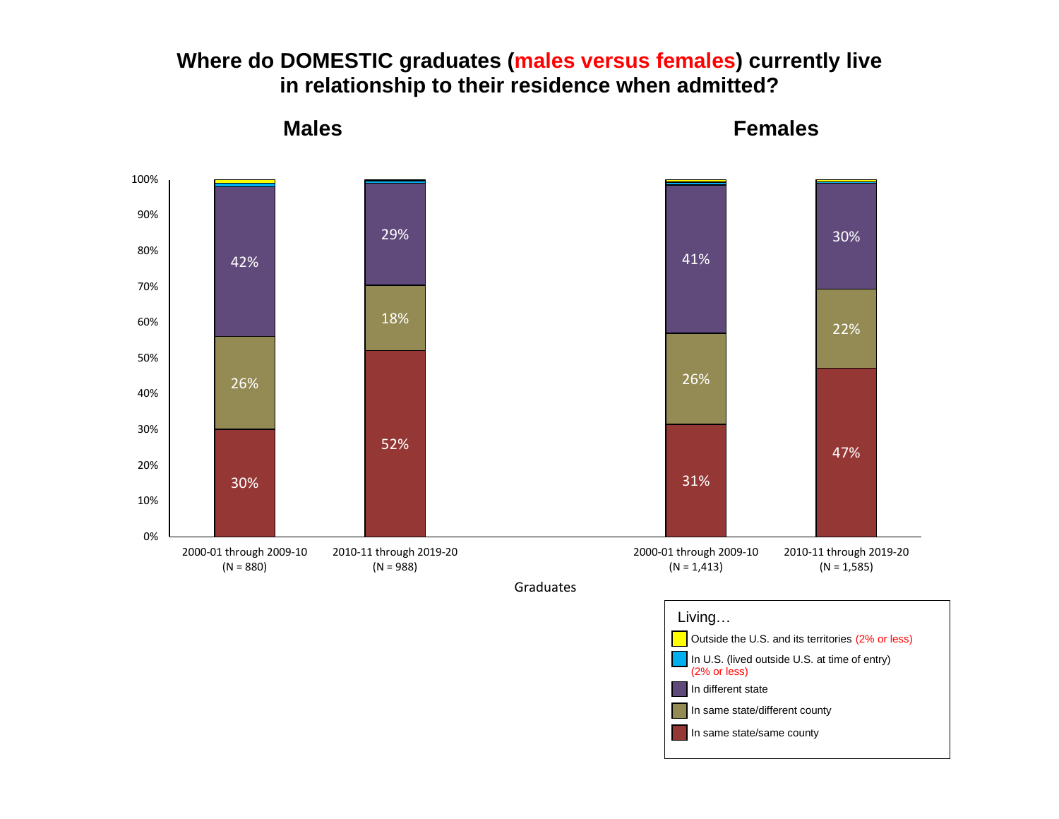# Where do DOMESTIC graduates (males versus females) currently live in relationship to their residence when admitted?

## Males

## Females

| Graduates | In same state/same county | In same state/different county | In different state |
|---|---|---|---|
| Males 2000-01 through 2009-10 (N = 880) | 30% | 26% | 42% |
| Males 2010-11 through 2019-20 (N = 988) | 52% | 18% | 29% |
| Females 2000-01 through 2009-10 (N = 1,413) | 31% | 26% | 41% |
| Females 2010-11 through 2019-20 (N = 1,585) | 47% | 22% | 30% |

Living…

- Outside the U.S. and its territories (2% or less)
- In U.S. (lived outside U.S. at time of entry) (2% or less)
- In different state
- In same state/different county
- In same state/same county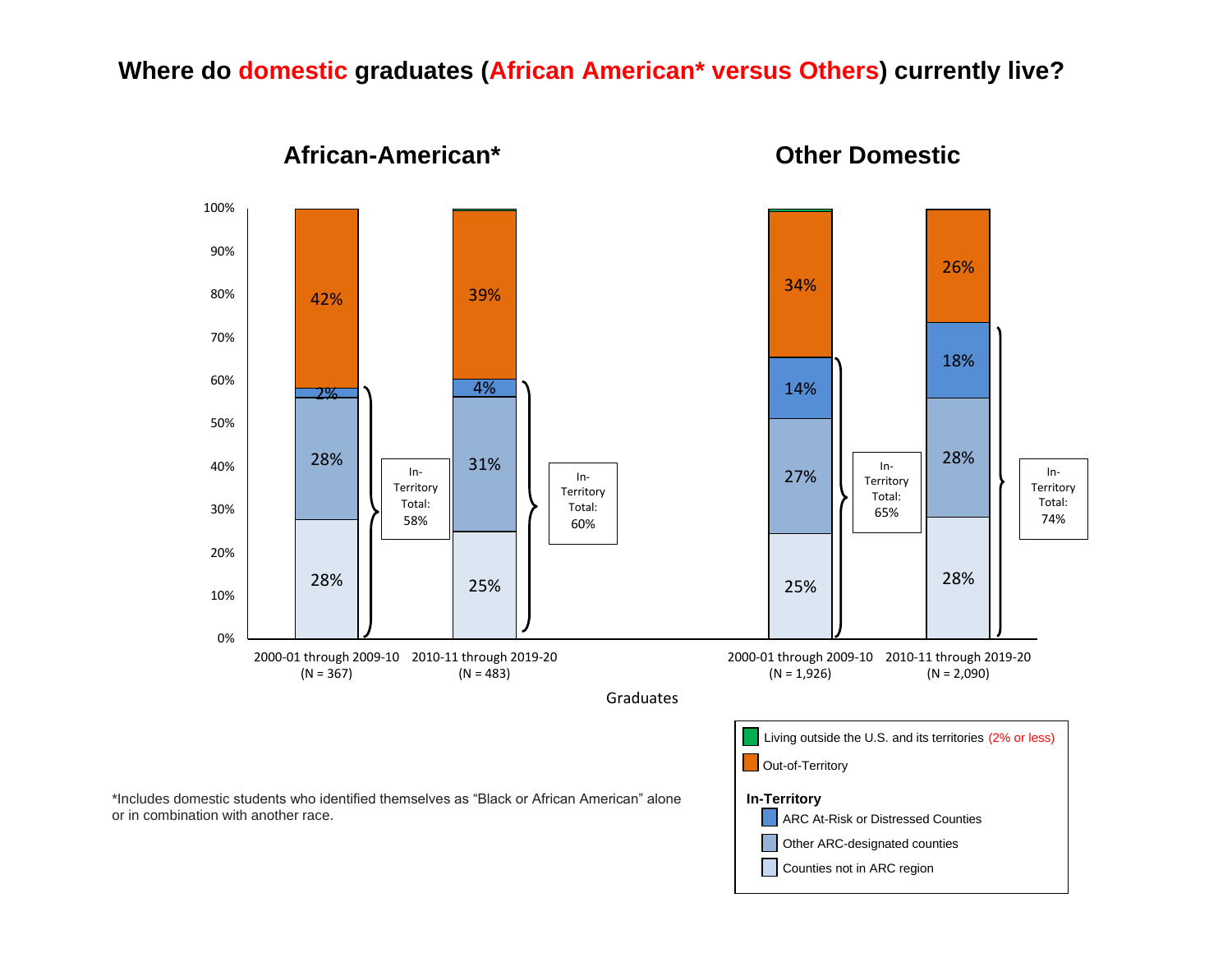## Where do domestic graduates (African American* versus Others) currently live?

### African-American*

| Graduates | Counties not in ARC region | Other ARC-designated counties | ARC At-Risk or Distressed Counties | Out-of-Territory | In-Territory Total |
|---|---|---|---|---|---|
| 2000-01 through 2009-10 (N = 367) | 28% | 28% | 2% | 42% | 58% |
| 2010-11 through 2019-20 (N = 483) | 25% | 31% | 4% | 39% | 60% |

### Other Domestic

| Graduates | Counties not in ARC region | Other ARC-designated counties | ARC At-Risk or Distressed Counties | Out-of-Territory | In-Territory Total |
|---|---|---|---|---|---|
| 2000-01 through 2009-10 (N = 1,926) | 25% | 27% | 14% | 34% | 65% |
| 2010-11 through 2019-20 (N = 2,090) | 28% | 28% | 18% | 26% | 74% |

Legend:
- Living outside the U.S. and its territories (2% or less)
- Out-of-Territory
- **In-Territory**
  - ARC At-Risk or Distressed Counties
  - Other ARC-designated counties
  - Counties not in ARC region

*Includes domestic students who identified themselves as "Black or African American" alone or in combination with another race.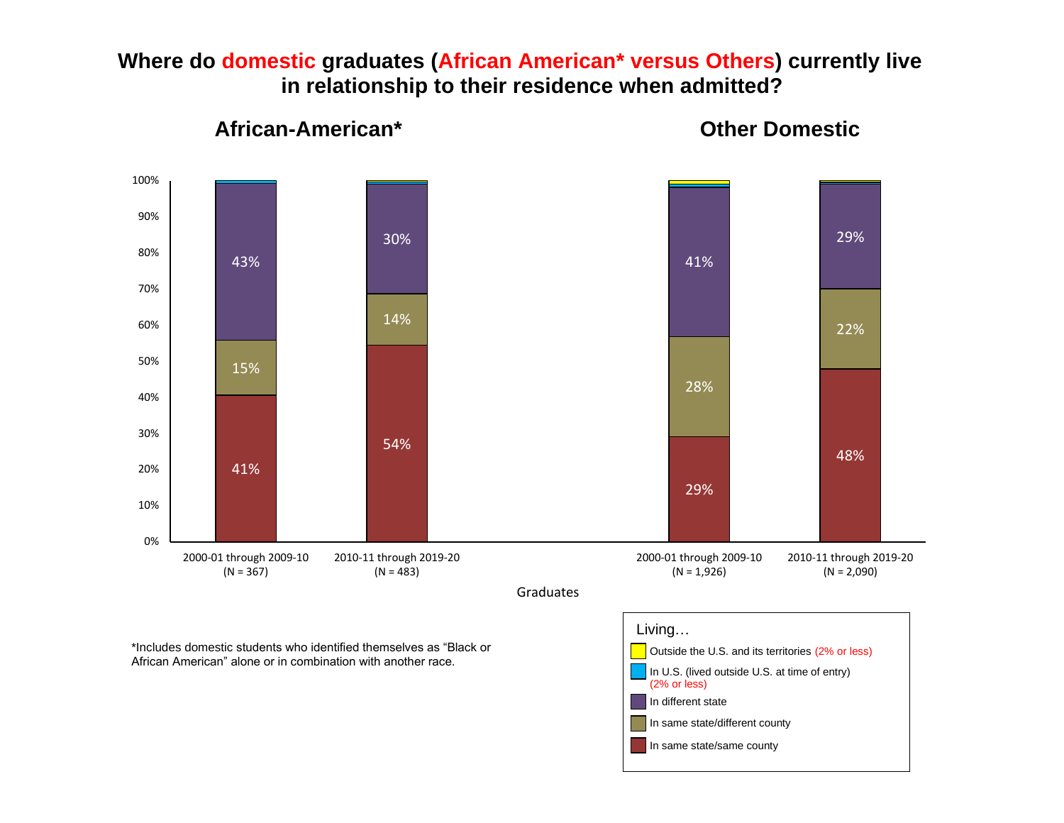# Where do domestic graduates (African American* versus Others) currently live in relationship to their residence when admitted?

| Living… | African-American* 2000-01 through 2009-10 (N = 367) | African-American* 2010-11 through 2019-20 (N = 483) | Other Domestic 2000-01 through 2009-10 (N = 1,926) | Other Domestic 2010-11 through 2019-20 (N = 2,090) |
|---|---|---|---|---|
| In different state | 43% | 30% | 41% | 29% |
| In same state/different county | 15% | 14% | 28% | 22% |
| In same state/same county | 41% | 54% | 29% | 48% |

Graduates

Living…
- Outside the U.S. and its territories (2% or less)
- In U.S. (lived outside U.S. at time of entry) (2% or less)
- In different state
- In same state/different county
- In same state/same county

*Includes domestic students who identified themselves as "Black or African American" alone or in combination with another race.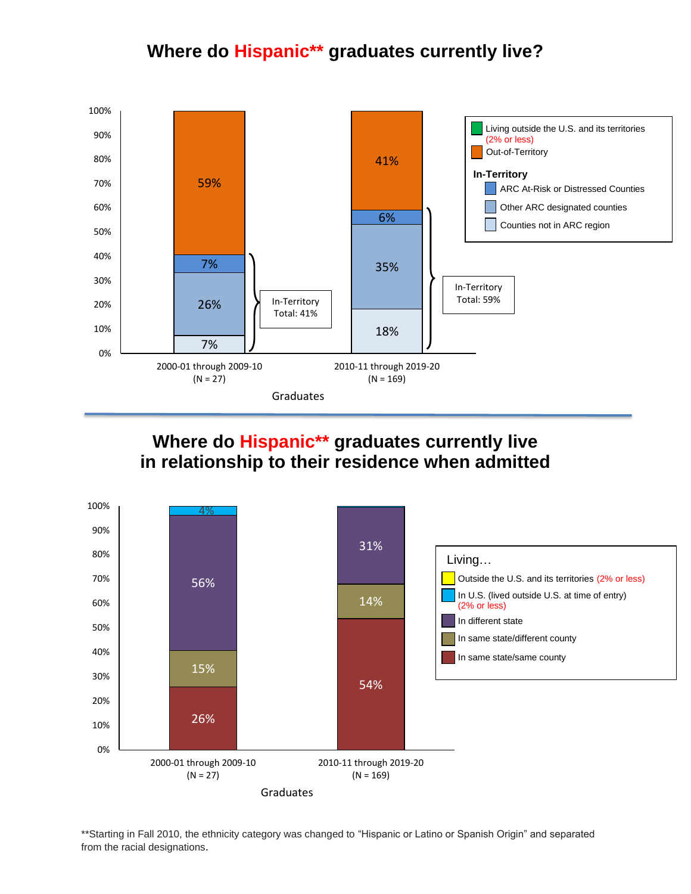## Where do Hispanic** graduates currently live?

| | 2000-01 through 2009-10 (N = 27) | 2010-11 through 2019-20 (N = 169) |
|---|---|---|
| Out-of-Territory | 59% | 41% |
| ARC At-Risk or Distressed Counties | 7% | 6% |
| Other ARC designated counties | 26% | 35% |
| Counties not in ARC region | 7% | 18% |
| In-Territory Total | 41% | 59% |

Legend: Living outside the U.S. and its territories (2% or less); Out-of-Territory; In-Territory: ARC At-Risk or Distressed Counties; Other ARC designated counties; Counties not in ARC region

Graduates

## Where do Hispanic** graduates currently live in relationship to their residence when admitted

| Living… | 2000-01 through 2009-10 (N = 27) | 2010-11 through 2019-20 (N = 169) |
|---|---|---|
| In U.S. (lived outside U.S. at time of entry) | 4% | |
| In different state | 56% | 31% |
| In same state/different county | 15% | 14% |
| In same state/same county | 26% | 54% |

Legend: Outside the U.S. and its territories (2% or less); In U.S. (lived outside U.S. at time of entry) (2% or less); In different state; In same state/different county; In same state/same county

Graduates

**Starting in Fall 2010, the ethnicity category was changed to "Hispanic or Latino or Spanish Origin" and separated from the racial designations.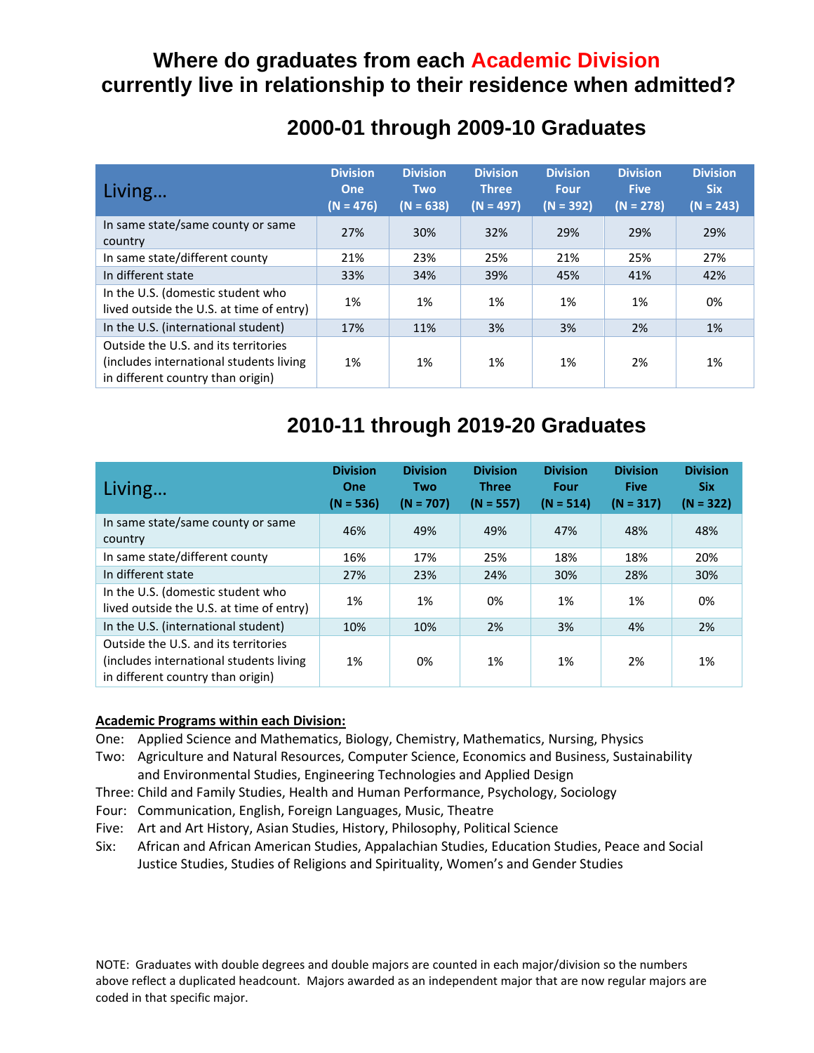# Where do graduates from each Academic Division currently live in relationship to their residence when admitted?

## 2000-01 through 2009-10 Graduates

| Living… | Division One (N = 476) | Division Two (N = 638) | Division Three (N = 497) | Division Four (N = 392) | Division Five (N = 278) | Division Six (N = 243) |
|---|---|---|---|---|---|---|
| In same state/same county or same country | 27% | 30% | 32% | 29% | 29% | 29% |
| In same state/different county | 21% | 23% | 25% | 21% | 25% | 27% |
| In different state | 33% | 34% | 39% | 45% | 41% | 42% |
| In the U.S. (domestic student who lived outside the U.S. at time of entry) | 1% | 1% | 1% | 1% | 1% | 0% |
| In the U.S. (international student) | 17% | 11% | 3% | 3% | 2% | 1% |
| Outside the U.S. and its territories (includes international students living in different country than origin) | 1% | 1% | 1% | 1% | 2% | 1% |

## 2010-11 through 2019-20 Graduates

| Living… | Division One (N = 536) | Division Two (N = 707) | Division Three (N = 557) | Division Four (N = 514) | Division Five (N = 317) | Division Six (N = 322) |
|---|---|---|---|---|---|---|
| In same state/same county or same country | 46% | 49% | 49% | 47% | 48% | 48% |
| In same state/different county | 16% | 17% | 25% | 18% | 18% | 20% |
| In different state | 27% | 23% | 24% | 30% | 28% | 30% |
| In the U.S. (domestic student who lived outside the U.S. at time of entry) | 1% | 1% | 0% | 1% | 1% | 0% |
| In the U.S. (international student) | 10% | 10% | 2% | 3% | 4% | 2% |
| Outside the U.S. and its territories (includes international students living in different country than origin) | 1% | 0% | 1% | 1% | 2% | 1% |

**Academic Programs within each Division:**

One: Applied Science and Mathematics, Biology, Chemistry, Mathematics, Nursing, Physics

Two: Agriculture and Natural Resources, Computer Science, Economics and Business, Sustainability and Environmental Studies, Engineering Technologies and Applied Design

Three: Child and Family Studies, Health and Human Performance, Psychology, Sociology

Four: Communication, English, Foreign Languages, Music, Theatre

Five: Art and Art History, Asian Studies, History, Philosophy, Political Science

Six: African and African American Studies, Appalachian Studies, Education Studies, Peace and Social Justice Studies, Studies of Religions and Spirituality, Women's and Gender Studies

NOTE: Graduates with double degrees and double majors are counted in each major/division so the numbers above reflect a duplicated headcount. Majors awarded as an independent major that are now regular majors are coded in that specific major.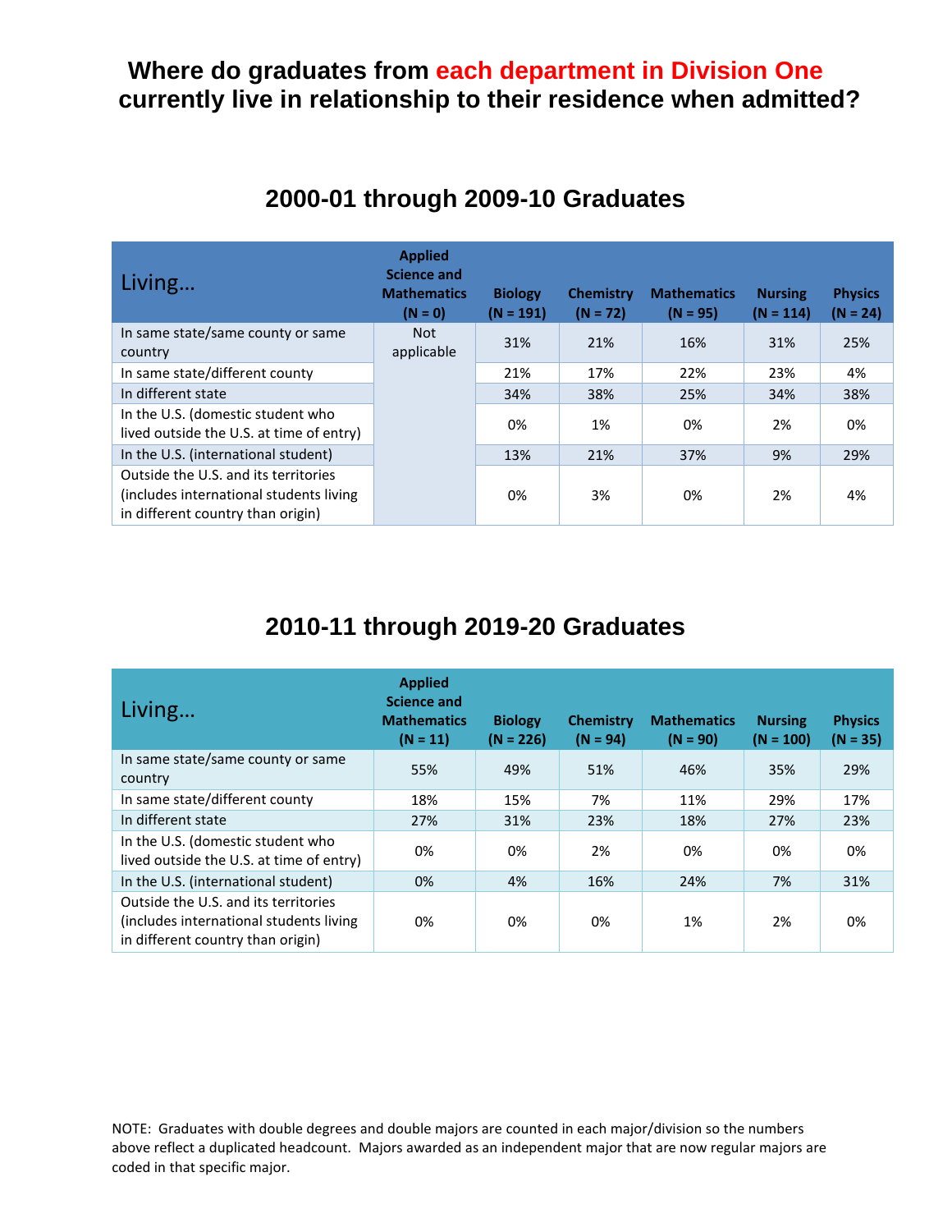# Where do graduates from each department in Division One currently live in relationship to their residence when admitted?

## 2000-01 through 2009-10 Graduates

| Living… | Applied Science and Mathematics (N = 0) | Biology (N = 191) | Chemistry (N = 72) | Mathematics (N = 95) | Nursing (N = 114) | Physics (N = 24) |
|---|---|---|---|---|---|---|
| In same state/same county or same country | Not applicable | 31% | 21% | 16% | 31% | 25% |
| In same state/different county | | 21% | 17% | 22% | 23% | 4% |
| In different state | | 34% | 38% | 25% | 34% | 38% |
| In the U.S. (domestic student who lived outside the U.S. at time of entry) | | 0% | 1% | 0% | 2% | 0% |
| In the U.S. (international student) | | 13% | 21% | 37% | 9% | 29% |
| Outside the U.S. and its territories (includes international students living in different country than origin) | | 0% | 3% | 0% | 2% | 4% |

## 2010-11 through 2019-20 Graduates

| Living… | Applied Science and Mathematics (N = 11) | Biology (N = 226) | Chemistry (N = 94) | Mathematics (N = 90) | Nursing (N = 100) | Physics (N = 35) |
|---|---|---|---|---|---|---|
| In same state/same county or same country | 55% | 49% | 51% | 46% | 35% | 29% |
| In same state/different county | 18% | 15% | 7% | 11% | 29% | 17% |
| In different state | 27% | 31% | 23% | 18% | 27% | 23% |
| In the U.S. (domestic student who lived outside the U.S. at time of entry) | 0% | 0% | 2% | 0% | 0% | 0% |
| In the U.S. (international student) | 0% | 4% | 16% | 24% | 7% | 31% |
| Outside the U.S. and its territories (includes international students living in different country than origin) | 0% | 0% | 0% | 1% | 2% | 0% |

NOTE: Graduates with double degrees and double majors are counted in each major/division so the numbers above reflect a duplicated headcount. Majors awarded as an independent major that are now regular majors are coded in that specific major.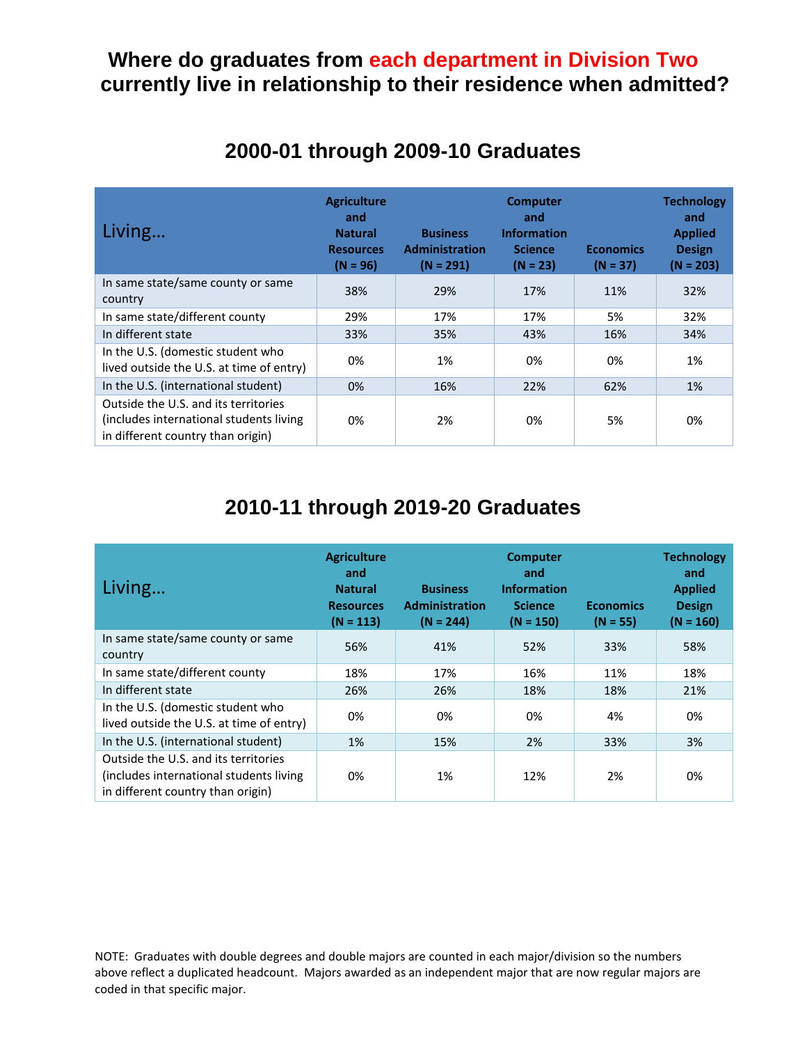# Where do graduates from each department in Division Two currently live in relationship to their residence when admitted?

## 2000-01 through 2009-10 Graduates

| Living… | Agriculture and Natural Resources (N = 96) | Business Administration (N = 291) | Computer and Information Science (N = 23) | Economics (N = 37) | Technology and Applied Design (N = 203) |
|---|---|---|---|---|---|
| In same state/same county or same country | 38% | 29% | 17% | 11% | 32% |
| In same state/different county | 29% | 17% | 17% | 5% | 32% |
| In different state | 33% | 35% | 43% | 16% | 34% |
| In the U.S. (domestic student who lived outside the U.S. at time of entry) | 0% | 1% | 0% | 0% | 1% |
| In the U.S. (international student) | 0% | 16% | 22% | 62% | 1% |
| Outside the U.S. and its territories (includes international students living in different country than origin) | 0% | 2% | 0% | 5% | 0% |

## 2010-11 through 2019-20 Graduates

| Living… | Agriculture and Natural Resources (N = 113) | Business Administration (N = 244) | Computer and Information Science (N = 150) | Economics (N = 55) | Technology and Applied Design (N = 160) |
|---|---|---|---|---|---|
| In same state/same county or same country | 56% | 41% | 52% | 33% | 58% |
| In same state/different county | 18% | 17% | 16% | 11% | 18% |
| In different state | 26% | 26% | 18% | 18% | 21% |
| In the U.S. (domestic student who lived outside the U.S. at time of entry) | 0% | 0% | 0% | 4% | 0% |
| In the U.S. (international student) | 1% | 15% | 2% | 33% | 3% |
| Outside the U.S. and its territories (includes international students living in different country than origin) | 0% | 1% | 12% | 2% | 0% |

NOTE: Graduates with double degrees and double majors are counted in each major/division so the numbers above reflect a duplicated headcount. Majors awarded as an independent major that are now regular majors are coded in that specific major.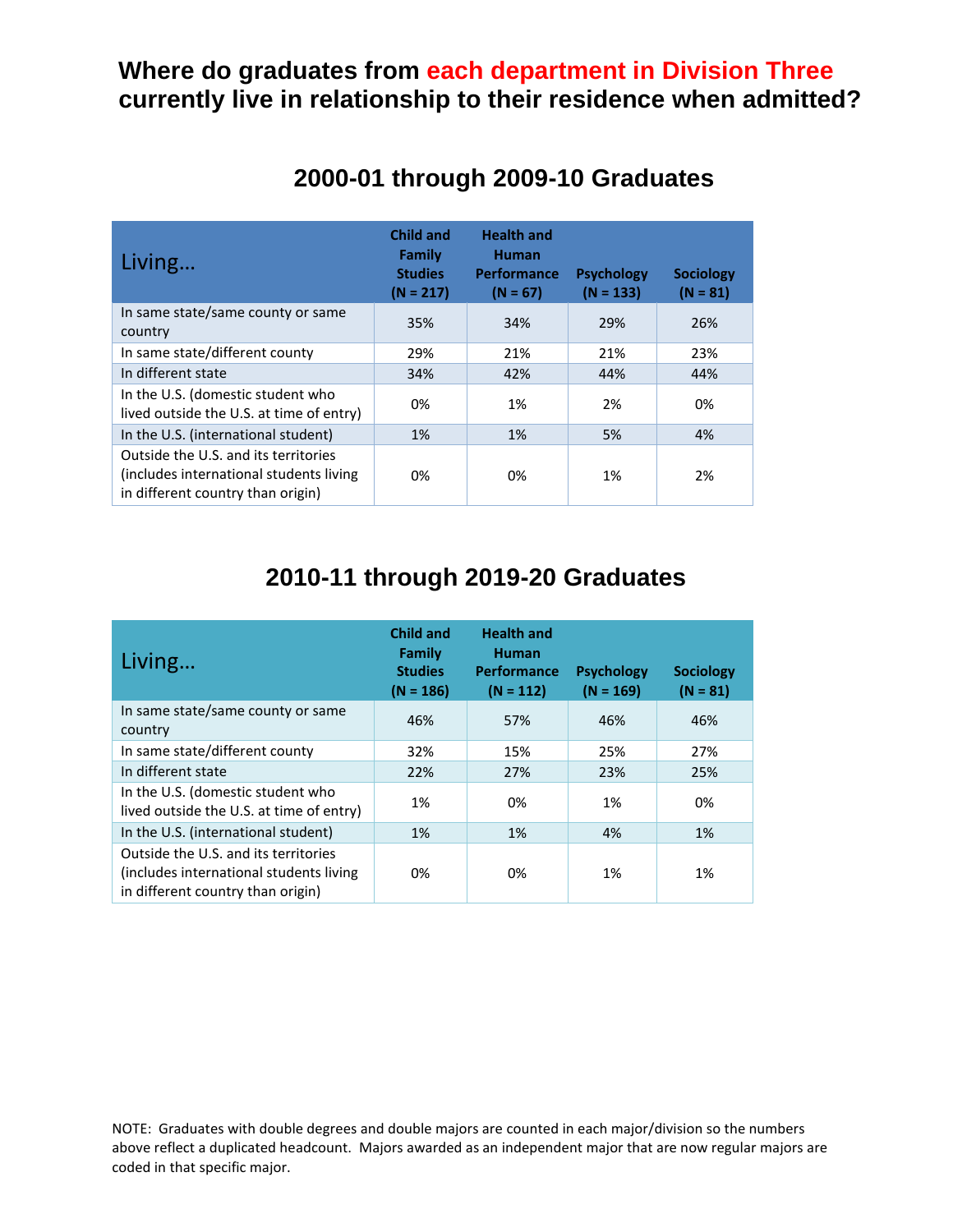# Where do graduates from each department in Division Three currently live in relationship to their residence when admitted?

## 2000-01 through 2009-10 Graduates

| Living… | Child and Family Studies (N = 217) | Health and Human Performance (N = 67) | Psychology (N = 133) | Sociology (N = 81) |
|---|---|---|---|---|
| In same state/same county or same country | 35% | 34% | 29% | 26% |
| In same state/different county | 29% | 21% | 21% | 23% |
| In different state | 34% | 42% | 44% | 44% |
| In the U.S. (domestic student who lived outside the U.S. at time of entry) | 0% | 1% | 2% | 0% |
| In the U.S. (international student) | 1% | 1% | 5% | 4% |
| Outside the U.S. and its territories (includes international students living in different country than origin) | 0% | 0% | 1% | 2% |

## 2010-11 through 2019-20 Graduates

| Living… | Child and Family Studies (N = 186) | Health and Human Performance (N = 112) | Psychology (N = 169) | Sociology (N = 81) |
|---|---|---|---|---|
| In same state/same county or same country | 46% | 57% | 46% | 46% |
| In same state/different county | 32% | 15% | 25% | 27% |
| In different state | 22% | 27% | 23% | 25% |
| In the U.S. (domestic student who lived outside the U.S. at time of entry) | 1% | 0% | 1% | 0% |
| In the U.S. (international student) | 1% | 1% | 4% | 1% |
| Outside the U.S. and its territories (includes international students living in different country than origin) | 0% | 0% | 1% | 1% |

NOTE: Graduates with double degrees and double majors are counted in each major/division so the numbers above reflect a duplicated headcount. Majors awarded as an independent major that are now regular majors are coded in that specific major.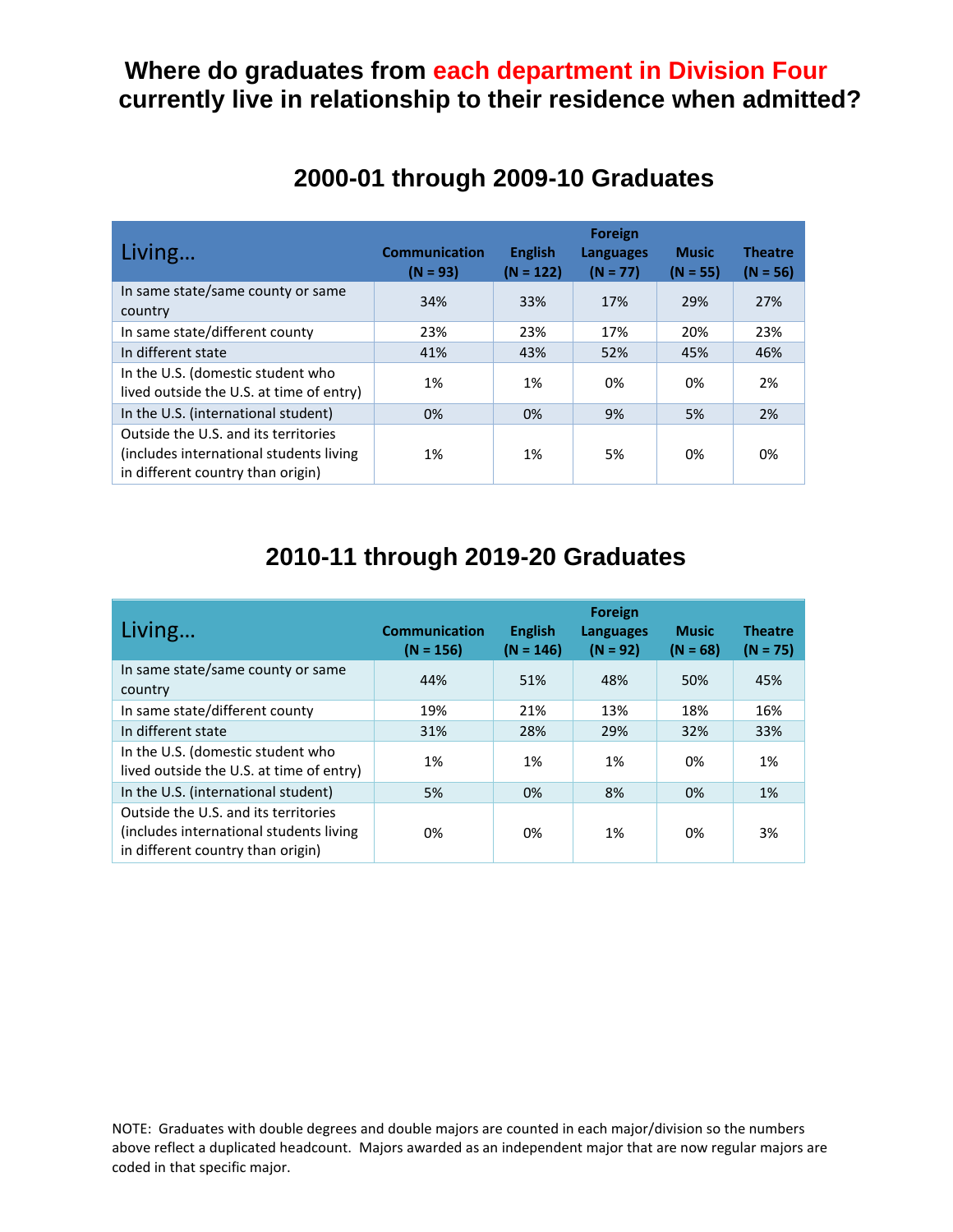# Where do graduates from each department in Division Four currently live in relationship to their residence when admitted?

## 2000-01 through 2009-10 Graduates

| Living… | Communication (N = 93) | English (N = 122) | Foreign Languages (N = 77) | Music (N = 55) | Theatre (N = 56) |
|---|---|---|---|---|---|
| In same state/same county or same country | 34% | 33% | 17% | 29% | 27% |
| In same state/different county | 23% | 23% | 17% | 20% | 23% |
| In different state | 41% | 43% | 52% | 45% | 46% |
| In the U.S. (domestic student who lived outside the U.S. at time of entry) | 1% | 1% | 0% | 0% | 2% |
| In the U.S. (international student) | 0% | 0% | 9% | 5% | 2% |
| Outside the U.S. and its territories (includes international students living in different country than origin) | 1% | 1% | 5% | 0% | 0% |

## 2010-11 through 2019-20 Graduates

| Living… | Communication (N = 156) | English (N = 146) | Foreign Languages (N = 92) | Music (N = 68) | Theatre (N = 75) |
|---|---|---|---|---|---|
| In same state/same county or same country | 44% | 51% | 48% | 50% | 45% |
| In same state/different county | 19% | 21% | 13% | 18% | 16% |
| In different state | 31% | 28% | 29% | 32% | 33% |
| In the U.S. (domestic student who lived outside the U.S. at time of entry) | 1% | 1% | 1% | 0% | 1% |
| In the U.S. (international student) | 5% | 0% | 8% | 0% | 1% |
| Outside the U.S. and its territories (includes international students living in different country than origin) | 0% | 0% | 1% | 0% | 3% |

NOTE: Graduates with double degrees and double majors are counted in each major/division so the numbers above reflect a duplicated headcount. Majors awarded as an independent major that are now regular majors are coded in that specific major.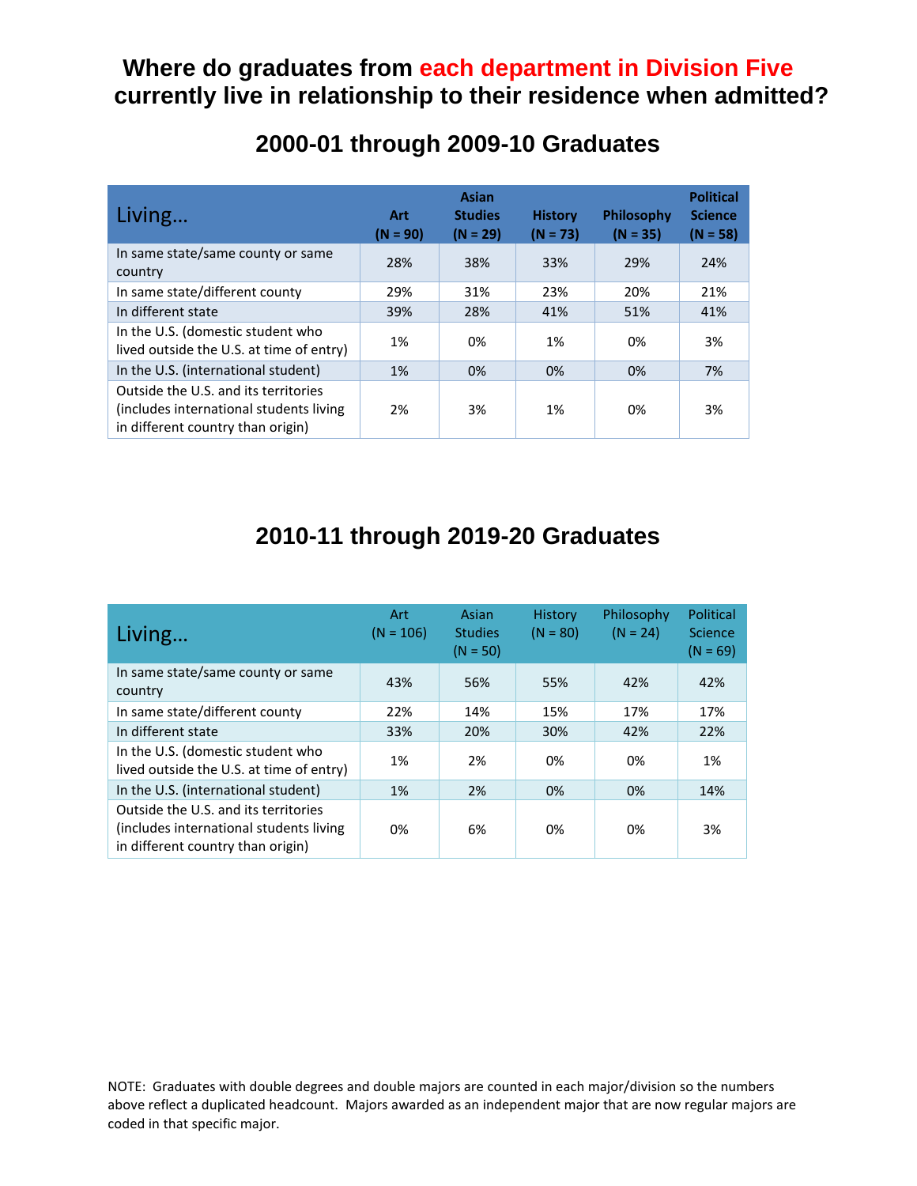# Where do graduates from each department in Division Five currently live in relationship to their residence when admitted?

## 2000-01 through 2009-10 Graduates

| Living… | Art (N = 90) | Asian Studies (N = 29) | History (N = 73) | Philosophy (N = 35) | Political Science (N = 58) |
|---|---|---|---|---|---|
| In same state/same county or same country | 28% | 38% | 33% | 29% | 24% |
| In same state/different county | 29% | 31% | 23% | 20% | 21% |
| In different state | 39% | 28% | 41% | 51% | 41% |
| In the U.S. (domestic student who lived outside the U.S. at time of entry) | 1% | 0% | 1% | 0% | 3% |
| In the U.S. (international student) | 1% | 0% | 0% | 0% | 7% |
| Outside the U.S. and its territories (includes international students living in different country than origin) | 2% | 3% | 1% | 0% | 3% |

## 2010-11 through 2019-20 Graduates

| Living… | Art (N = 106) | Asian Studies (N = 50) | History (N = 80) | Philosophy (N = 24) | Political Science (N = 69) |
|---|---|---|---|---|---|
| In same state/same county or same country | 43% | 56% | 55% | 42% | 42% |
| In same state/different county | 22% | 14% | 15% | 17% | 17% |
| In different state | 33% | 20% | 30% | 42% | 22% |
| In the U.S. (domestic student who lived outside the U.S. at time of entry) | 1% | 2% | 0% | 0% | 1% |
| In the U.S. (international student) | 1% | 2% | 0% | 0% | 14% |
| Outside the U.S. and its territories (includes international students living in different country than origin) | 0% | 6% | 0% | 0% | 3% |

NOTE: Graduates with double degrees and double majors are counted in each major/division so the numbers above reflect a duplicated headcount. Majors awarded as an independent major that are now regular majors are coded in that specific major.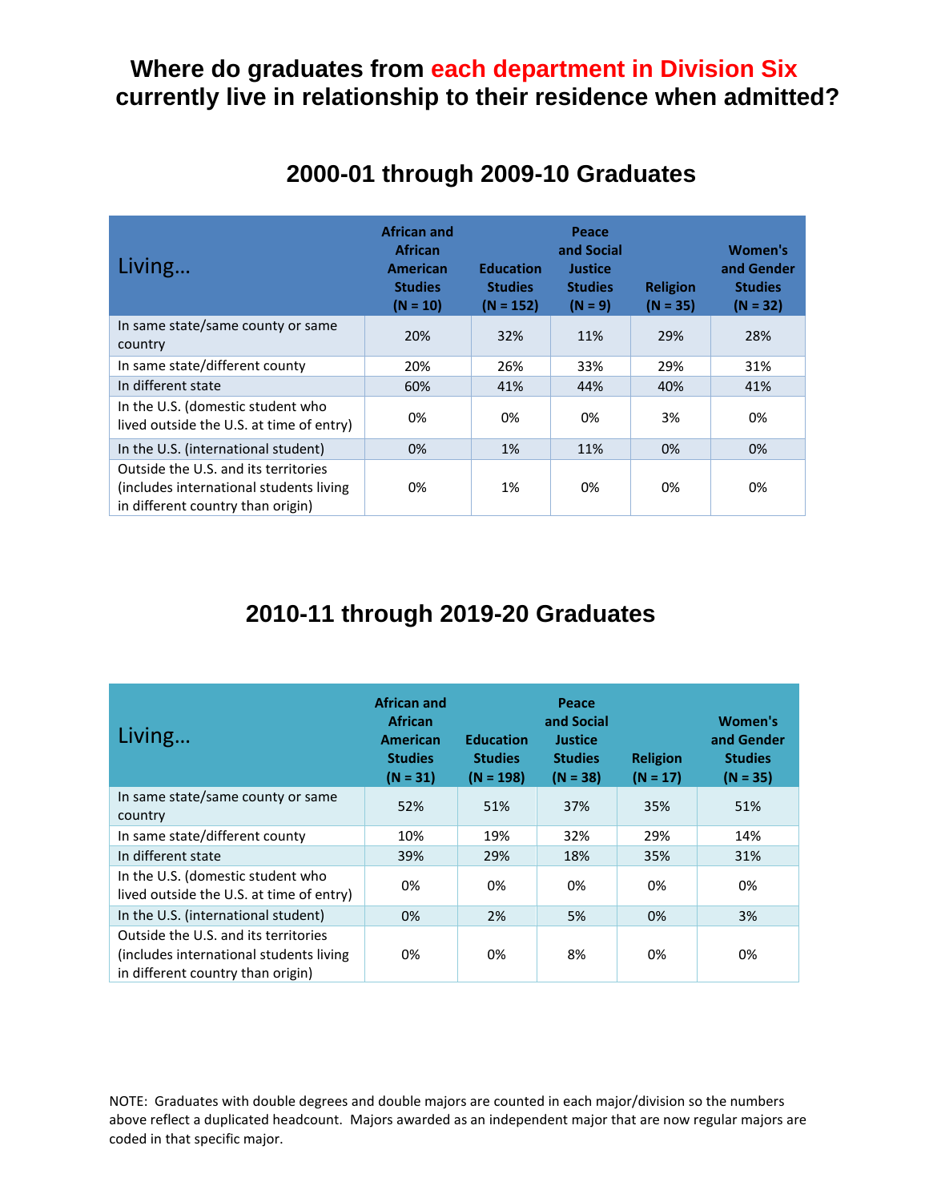# Where do graduates from each department in Division Six currently live in relationship to their residence when admitted?

## 2000-01 through 2009-10 Graduates

| Living... | African and African American Studies (N = 10) | Education Studies (N = 152) | Peace and Social Justice Studies (N = 9) | Religion (N = 35) | Women's and Gender Studies (N = 32) |
|---|---|---|---|---|---|
| In same state/same county or same country | 20% | 32% | 11% | 29% | 28% |
| In same state/different county | 20% | 26% | 33% | 29% | 31% |
| In different state | 60% | 41% | 44% | 40% | 41% |
| In the U.S. (domestic student who lived outside the U.S. at time of entry) | 0% | 0% | 0% | 3% | 0% |
| In the U.S. (international student) | 0% | 1% | 11% | 0% | 0% |
| Outside the U.S. and its territories (includes international students living in different country than origin) | 0% | 1% | 0% | 0% | 0% |

## 2010-11 through 2019-20 Graduates

| Living... | African and African American Studies (N = 31) | Education Studies (N = 198) | Peace and Social Justice Studies (N = 38) | Religion (N = 17) | Women's and Gender Studies (N = 35) |
|---|---|---|---|---|---|
| In same state/same county or same country | 52% | 51% | 37% | 35% | 51% |
| In same state/different county | 10% | 19% | 32% | 29% | 14% |
| In different state | 39% | 29% | 18% | 35% | 31% |
| In the U.S. (domestic student who lived outside the U.S. at time of entry) | 0% | 0% | 0% | 0% | 0% |
| In the U.S. (international student) | 0% | 2% | 5% | 0% | 3% |
| Outside the U.S. and its territories (includes international students living in different country than origin) | 0% | 0% | 8% | 0% | 0% |

NOTE: Graduates with double degrees and double majors are counted in each major/division so the numbers above reflect a duplicated headcount. Majors awarded as an independent major that are now regular majors are coded in that specific major.